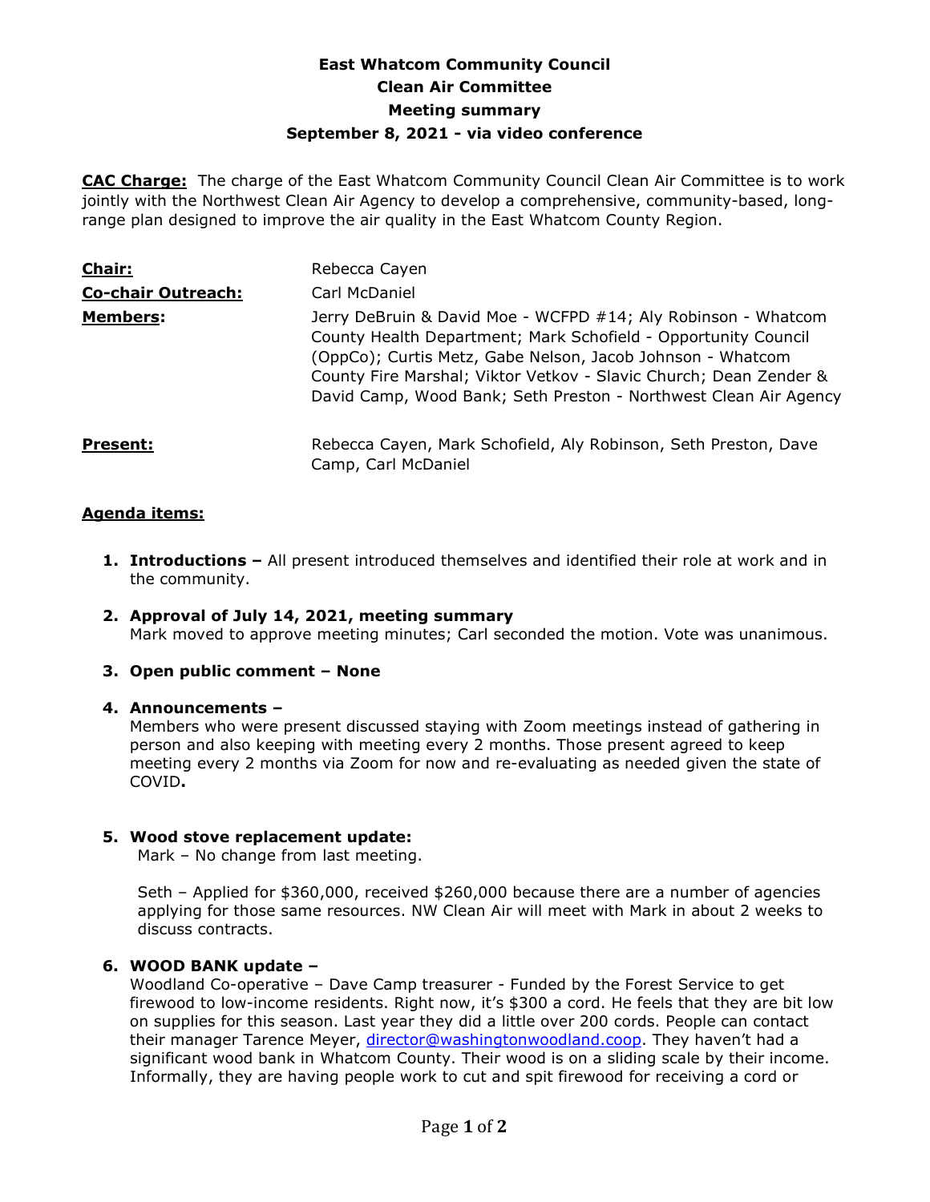# East Whatcom Community Council
## Clean Air Committee
## Meeting summary
## September 8, 2021 - via video conference

**CAC Charge:** The charge of the East Whatcom Community Council Clean Air Committee is to work jointly with the Northwest Clean Air Agency to develop a comprehensive, community-based, long-range plan designed to improve the air quality in the East Whatcom County Region.

**Chair:** Rebecca Cayen

**Co-chair Outreach:** Carl McDaniel

**Members:** Jerry DeBruin & David Moe - WCFPD #14; Aly Robinson - Whatcom County Health Department; Mark Schofield - Opportunity Council (OppCo); Curtis Metz, Gabe Nelson, Jacob Johnson - Whatcom County Fire Marshal; Viktor Vetkov - Slavic Church; Dean Zender & David Camp, Wood Bank; Seth Preston - Northwest Clean Air Agency

**Present:** Rebecca Cayen, Mark Schofield, Aly Robinson, Seth Preston, Dave Camp, Carl McDaniel

**Agenda items:**

1. **Introductions –** All present introduced themselves and identified their role at work and in the community.

2. **Approval of July 14, 2021, meeting summary**
   Mark moved to approve meeting minutes; Carl seconded the motion. Vote was unanimous.

3. **Open public comment – None**

4. **Announcements –**
   Members who were present discussed staying with Zoom meetings instead of gathering in person and also keeping with meeting every 2 months. Those present agreed to keep meeting every 2 months via Zoom for now and re-evaluating as needed given the state of COVID**.**

5. **Wood stove replacement update:**
   Mark – No change from last meeting.

   Seth – Applied for $360,000, received $260,000 because there are a number of agencies applying for those same resources. NW Clean Air will meet with Mark in about 2 weeks to discuss contracts.

6. **WOOD BANK update –**
   Woodland Co-operative – Dave Camp treasurer - Funded by the Forest Service to get firewood to low-income residents. Right now, it's $300 a cord. He feels that they are bit low on supplies for this season. Last year they did a little over 200 cords. People can contact their manager Tarence Meyer, [director@washingtonwoodland.coop](mailto:director@washingtonwoodland.coop). They haven't had a significant wood bank in Whatcom County. Their wood is on a sliding scale by their income. Informally, they are having people work to cut and spit firewood for receiving a cord or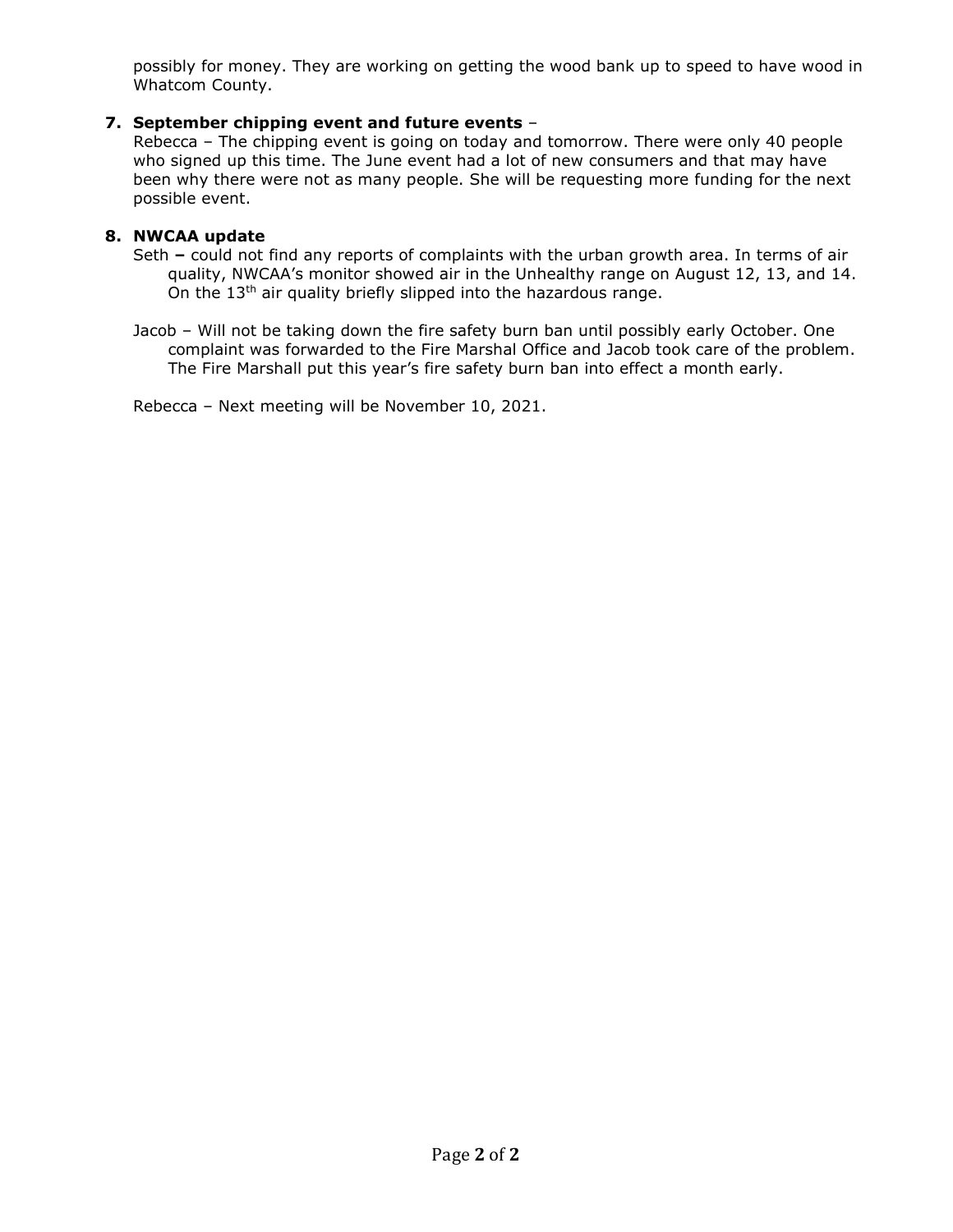possibly for money. They are working on getting the wood bank up to speed to have wood in Whatcom County.

**7. September chipping event and future events** –

Rebecca – The chipping event is going on today and tomorrow. There were only 40 people who signed up this time. The June event had a lot of new consumers and that may have been why there were not as many people. She will be requesting more funding for the next possible event.

**8. NWCAA update**

Seth **–** could not find any reports of complaints with the urban growth area. In terms of air quality, NWCAA's monitor showed air in the Unhealthy range on August 12, 13, and 14. On the 13th air quality briefly slipped into the hazardous range.

Jacob – Will not be taking down the fire safety burn ban until possibly early October. One complaint was forwarded to the Fire Marshal Office and Jacob took care of the problem. The Fire Marshall put this year's fire safety burn ban into effect a month early.

Rebecca – Next meeting will be November 10, 2021.